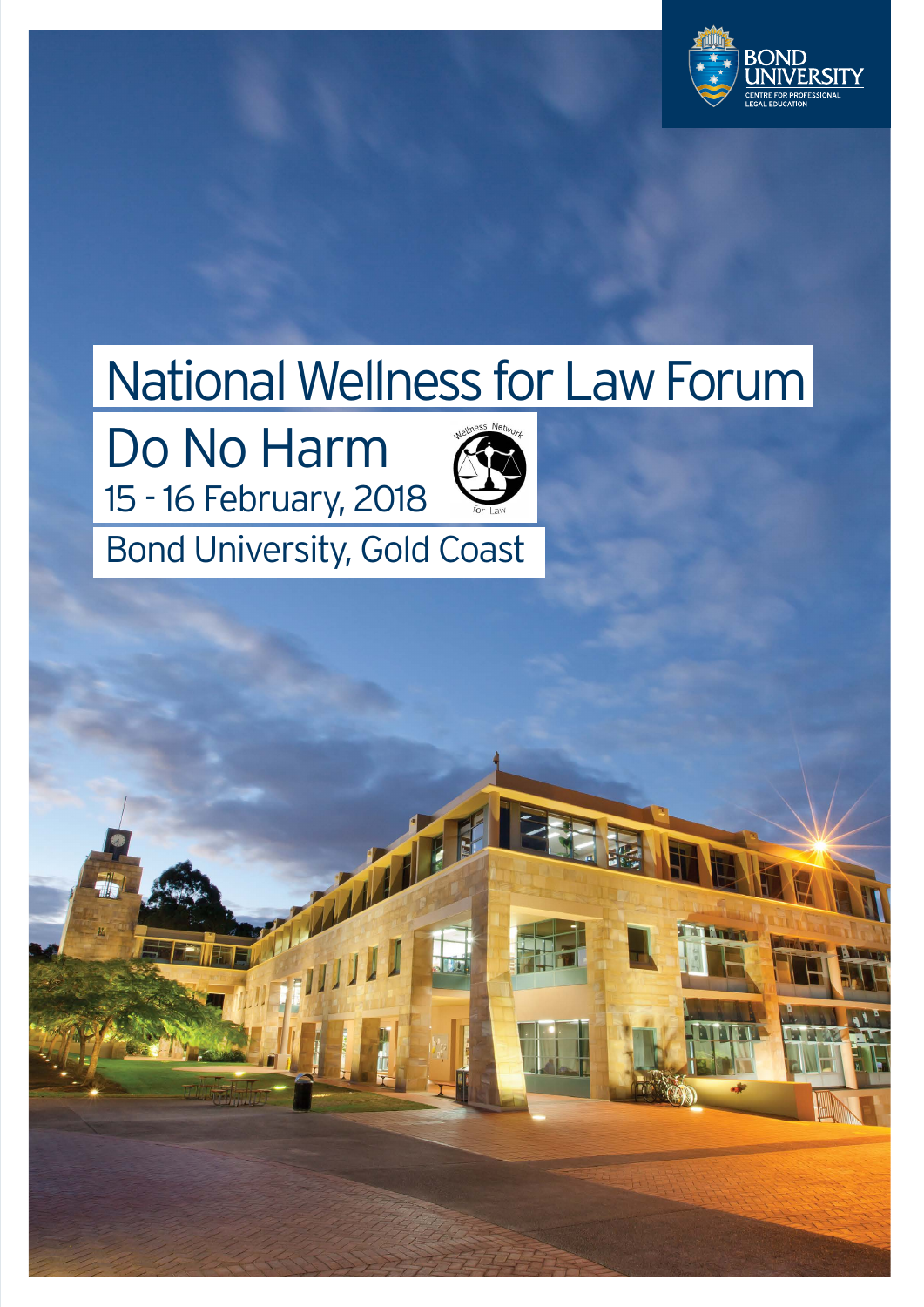BOND UNIVERSITY
CENTRE FOR PROFESSIONAL LEGAL EDUCATION

# National Wellness for Law Forum

## Do No Harm

15 - 16 February, 2018

Wellness Network for Law

Bond University, Gold Coast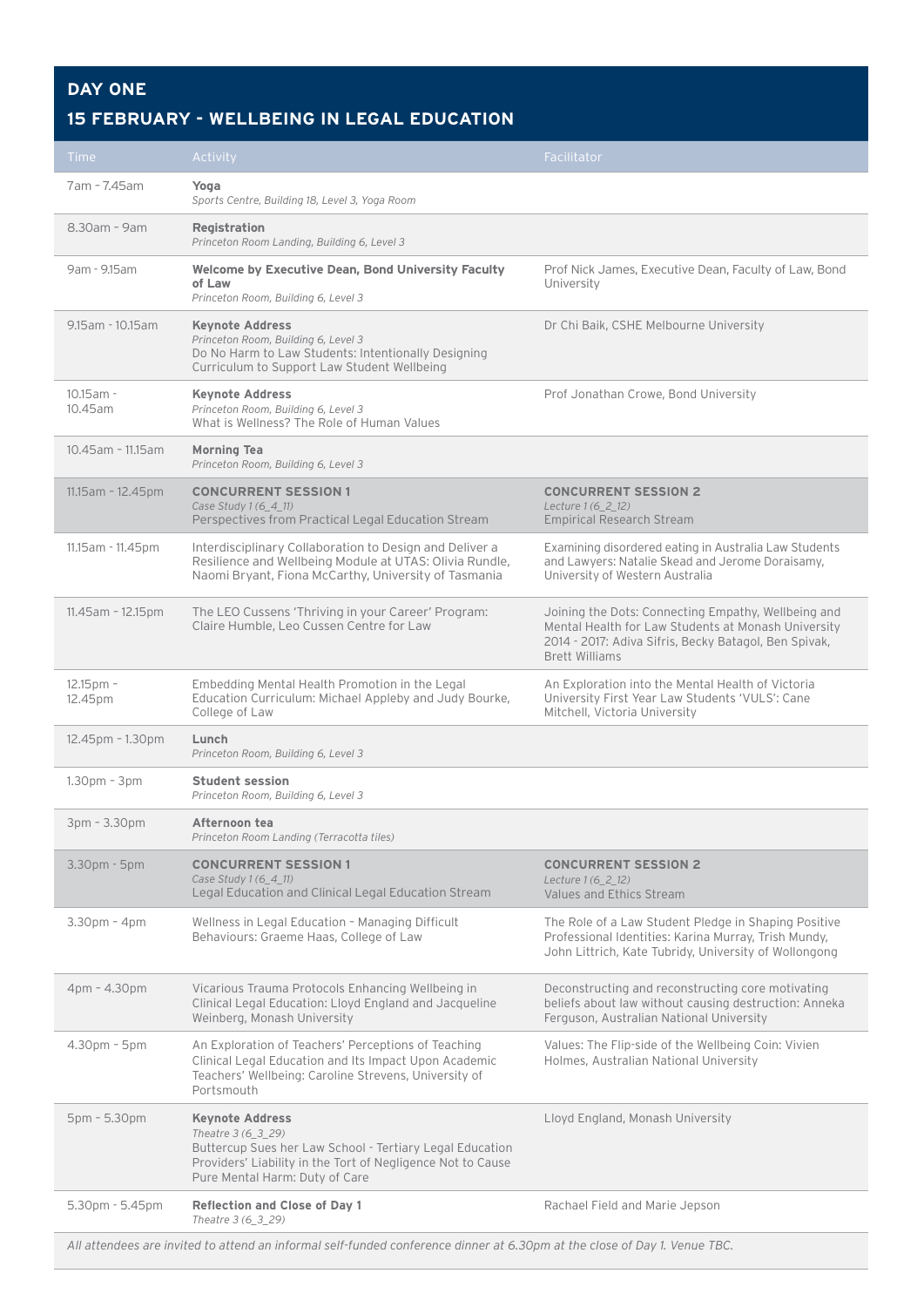## DAY ONE

## 15 FEBRUARY - WELLBEING IN LEGAL EDUCATION

| Time | Activity | Facilitator |
|---|---|---|
| 7am – 7.45am | **Yoga**<br>*Sports Centre, Building 18, Level 3, Yoga Room* | |
| 8.30am – 9am | **Registration**<br>*Princeton Room Landing, Building 6, Level 3* | |
| 9am - 9.15am | **Welcome by Executive Dean, Bond University Faculty of Law**<br>*Princeton Room, Building 6, Level 3* | Prof Nick James, Executive Dean, Faculty of Law, Bond University |
| 9.15am - 10.15am | **Keynote Address**<br>*Princeton Room, Building 6, Level 3*<br>Do No Harm to Law Students: Intentionally Designing Curriculum to Support Law Student Wellbeing | Dr Chi Baik, CSHE Melbourne University |
| 10.15am - 10.45am | **Keynote Address**<br>*Princeton Room, Building 6, Level 3*<br>What is Wellness? The Role of Human Values | Prof Jonathan Crowe, Bond University |
| 10.45am - 11.15am | **Morning Tea**<br>*Princeton Room, Building 6, Level 3* | |
| 11.15am - 12.45pm | **CONCURRENT SESSION 1**<br>*Case Study 1 (6_4_11)*<br>Perspectives from Practical Legal Education Stream | **CONCURRENT SESSION 2**<br>*Lecture 1 (6_2_12)*<br>Empirical Research Stream |
| 11.15am - 11.45pm | Interdisciplinary Collaboration to Design and Deliver a Resilience and Wellbeing Module at UTAS: Olivia Rundle, Naomi Bryant, Fiona McCarthy, University of Tasmania | Examining disordered eating in Australia Law Students and Lawyers: Natalie Skead and Jerome Doraisamy, University of Western Australia |
| 11.45am - 12.15pm | The LEO Cussens 'Thriving in your Career' Program: Claire Humble, Leo Cussen Centre for Law | Joining the Dots: Connecting Empathy, Wellbeing and Mental Health for Law Students at Monash University 2014 - 2017: Adiva Sifris, Becky Batagol, Ben Spivak, Brett Williams |
| 12.15pm – 12.45pm | Embedding Mental Health Promotion in the Legal Education Curriculum: Michael Appleby and Judy Bourke, College of Law | An Exploration into the Mental Health of Victoria University First Year Law Students 'VULS': Cane Mitchell, Victoria University |
| 12.45pm - 1.30pm | **Lunch**<br>*Princeton Room, Building 6, Level 3* | |
| 1.30pm – 3pm | **Student session**<br>*Princeton Room, Building 6, Level 3* | |
| 3pm – 3.30pm | **Afternoon tea**<br>*Princeton Room Landing (Terracotta tiles)* | |
| 3.30pm - 5pm | **CONCURRENT SESSION 1**<br>*Case Study 1 (6_4_11)*<br>Legal Education and Clinical Legal Education Stream | **CONCURRENT SESSION 2**<br>*Lecture 1 (6_2_12)*<br>Values and Ethics Stream |
| 3.30pm – 4pm | Wellness in Legal Education - Managing Difficult Behaviours: Graeme Haas, College of Law | The Role of a Law Student Pledge in Shaping Positive Professional Identities: Karina Murray, Trish Mundy, John Littrich, Kate Tubridy, University of Wollongong |
| 4pm – 4.30pm | Vicarious Trauma Protocols Enhancing Wellbeing in Clinical Legal Education: Lloyd England and Jacqueline Weinberg, Monash University | Deconstructing and reconstructing core motivating beliefs about law without causing destruction: Anneka Ferguson, Australian National University |
| 4.30pm – 5pm | An Exploration of Teachers' Perceptions of Teaching Clinical Legal Education and Its Impact Upon Academic Teachers' Wellbeing: Caroline Strevens, University of Portsmouth | Values: The Flip-side of the Wellbeing Coin: Vivien Holmes, Australian National University |
| 5pm – 5.30pm | **Keynote Address**<br>*Theatre 3 (6_3_29)*<br>Buttercup Sues her Law School - Tertiary Legal Education Providers' Liability in the Tort of Negligence Not to Cause Pure Mental Harm: Duty of Care | Lloyd England, Monash University |
| 5.30pm - 5.45pm | **Reflection and Close of Day 1**<br>*Theatre 3 (6_3_29)* | Rachael Field and Marie Jepson |

*All attendees are invited to attend an informal self-funded conference dinner at 6.30pm at the close of Day 1. Venue TBC.*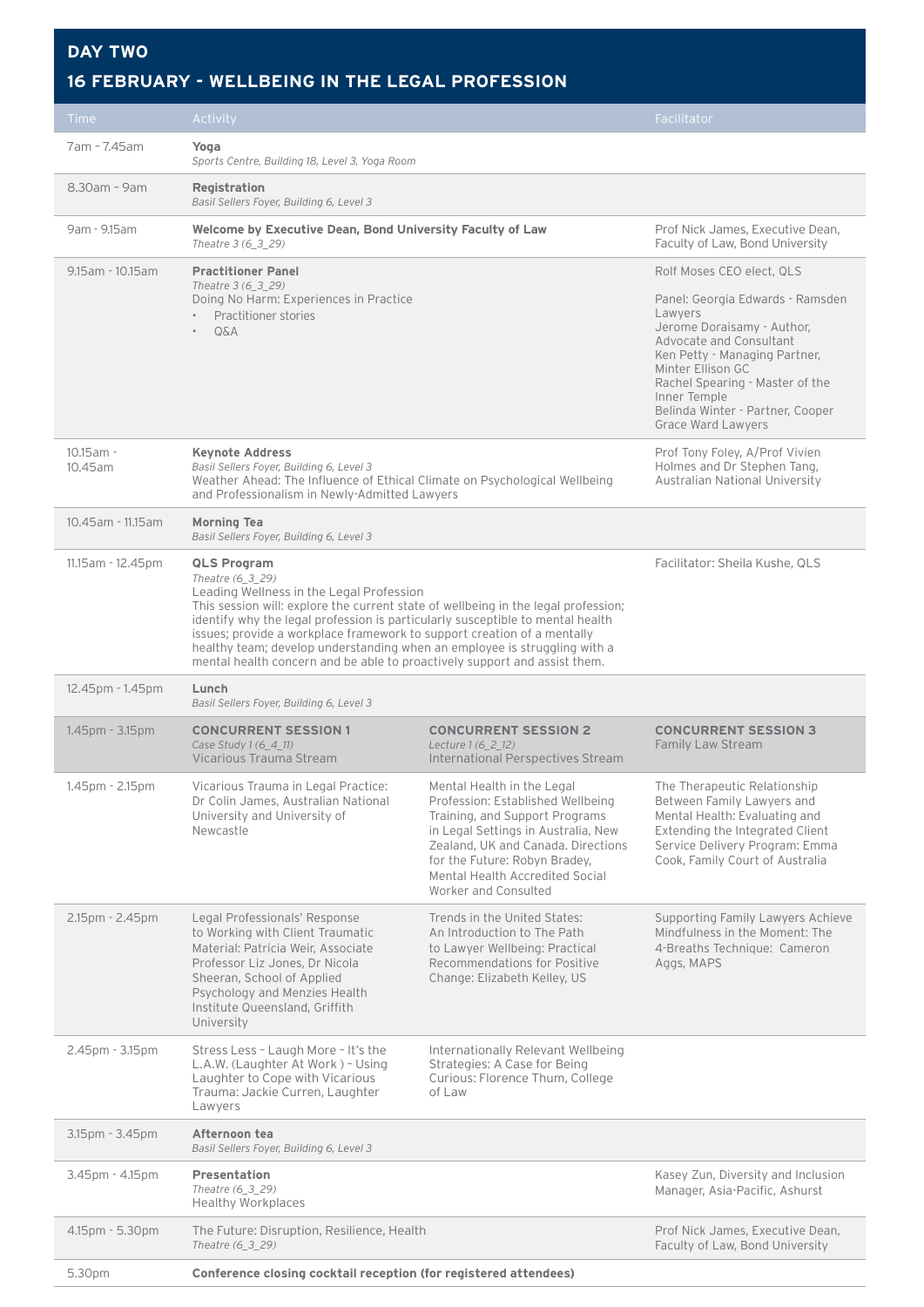## DAY TWO

## 16 FEBRUARY - WELLBEING IN THE LEGAL PROFESSION

| Time | Activity | | Facilitator |
|---|---|---|---|
| 7am – 7.45am | **Yoga**<br>*Sports Centre, Building 18, Level 3, Yoga Room* | | |
| 8.30am – 9am | **Registration**<br>*Basil Sellers Foyer, Building 6, Level 3* | | |
| 9am - 9.15am | **Welcome by Executive Dean, Bond University Faculty of Law**<br>*Theatre 3 (6_3_29)* | | Prof Nick James, Executive Dean, Faculty of Law, Bond University |
| 9.15am - 10.15am | **Practitioner Panel**<br>*Theatre 3 (6_3_29)*<br>Doing No Harm: Experiences in Practice<br>• Practitioner stories<br>• Q&A | | Rolf Moses CEO elect, QLS<br><br>Panel: Georgia Edwards - Ramsden Lawyers<br>Jerome Doraisamy - Author, Advocate and Consultant<br>Ken Petty - Managing Partner, Minter Ellison GC<br>Rachel Spearing - Master of the Inner Temple<br>Belinda Winter - Partner, Cooper Grace Ward Lawyers |
| 10.15am - 10.45am | **Keynote Address**<br>*Basil Sellers Foyer, Building 6, Level 3*<br>Weather Ahead: The Influence of Ethical Climate on Psychological Wellbeing and Professionalism in Newly-Admitted Lawyers | | Prof Tony Foley, A/Prof Vivien Holmes and Dr Stephen Tang, Australian National University |
| 10.45am - 11.15am | **Morning Tea**<br>*Basil Sellers Foyer, Building 6, Level 3* | | |
| 11.15am - 12.45pm | **QLS Program**<br>*Theatre (6_3_29)*<br>Leading Wellness in the Legal Profession<br>This session will: explore the current state of wellbeing in the legal profession; identify why the legal profession is particularly susceptible to mental health issues; provide a workplace framework to support creation of a mentally healthy team; develop understanding when an employee is struggling with a mental health concern and be able to proactively support and assist them. | | Facilitator: Sheila Kushe, QLS |
| 12.45pm - 1.45pm | **Lunch**<br>*Basil Sellers Foyer, Building 6, Level 3* | | |
| 1.45pm - 3.15pm | **CONCURRENT SESSION 1**<br>*Case Study 1 (6_4_11)*<br>Vicarious Trauma Stream | **CONCURRENT SESSION 2**<br>*Lecture 1 (6_2_12)*<br>International Perspectives Stream | **CONCURRENT SESSION 3**<br>Family Law Stream |
| 1.45pm - 2.15pm | Vicarious Trauma in Legal Practice: Dr Colin James, Australian National University and University of Newcastle | Mental Health in the Legal Profession: Established Wellbeing Training, and Support Programs in Legal Settings in Australia, New Zealand, UK and Canada. Directions for the Future: Robyn Bradey, Mental Health Accredited Social Worker and Consulted | The Therapeutic Relationship Between Family Lawyers and Mental Health: Evaluating and Extending the Integrated Client Service Delivery Program: Emma Cook, Family Court of Australia |
| 2.15pm - 2.45pm | Legal Professionals' Response to Working with Client Traumatic Material: Patricia Weir, Associate Professor Liz Jones, Dr Nicola Sheeran, School of Applied Psychology and Menzies Health Institute Queensland, Griffith University | Trends in the United States: An Introduction to The Path to Lawyer Wellbeing: Practical Recommendations for Positive Change: Elizabeth Kelley, US | Supporting Family Lawyers Achieve Mindfulness in the Moment: The 4-Breaths Technique: Cameron Aggs, MAPS |
| 2.45pm - 3.15pm | Stress Less – Laugh More – It's the L.A.W. (Laughter At Work) – Using Laughter to Cope with Vicarious Trauma: Jackie Curren, Laughter Lawyers | Internationally Relevant Wellbeing Strategies: A Case for Being Curious: Florence Thum, College of Law | |
| 3.15pm - 3.45pm | **Afternoon tea**<br>*Basil Sellers Foyer, Building 6, Level 3* | | |
| 3.45pm - 4.15pm | **Presentation**<br>*Theatre (6_3_29)*<br>Healthy Workplaces | | Kasey Zun, Diversity and Inclusion Manager, Asia-Pacific, Ashurst |
| 4.15pm - 5.30pm | The Future: Disruption, Resilience, Health<br>*Theatre (6_3_29)* | | Prof Nick James, Executive Dean, Faculty of Law, Bond University |
| 5.30pm | **Conference closing cocktail reception (for registered attendees)** | | |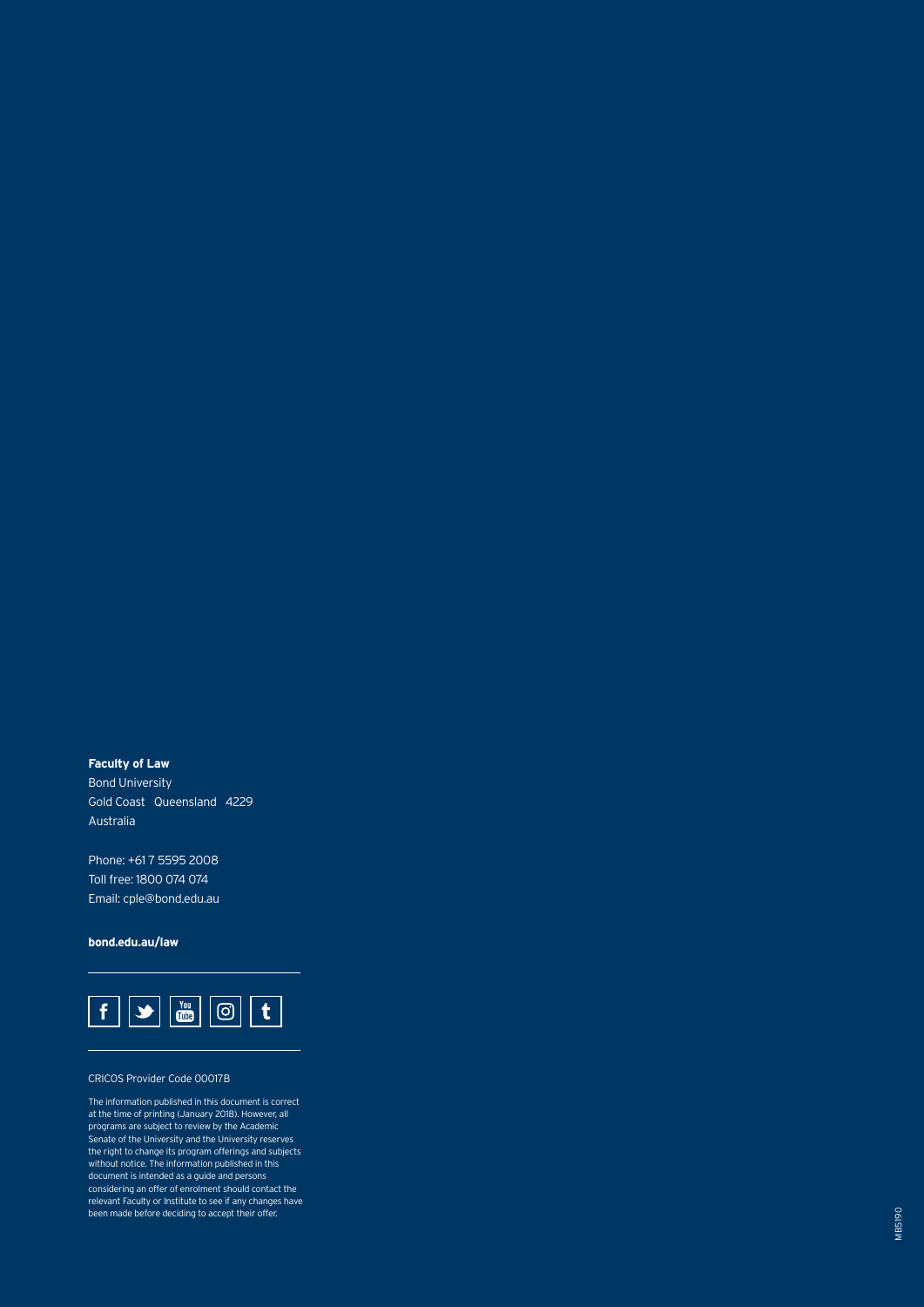**Faculty of Law**
Bond University
Gold Coast Queensland 4229
Australia

Phone: +61 7 5595 2008
Toll free: 1800 074 074
Email: cple@bond.edu.au

**bond.edu.au/law**

CRICOS Provider Code 00017B

The information published in this document is correct at the time of printing (January 2018). However, all programs are subject to review by the Academic Senate of the University and the University reserves the right to change its program offerings and subjects without notice. The information published in this document is intended as a guide and persons considering an offer of enrolment should contact the relevant Faculty or Institute to see if any changes have been made before deciding to accept their offer.

MB5190